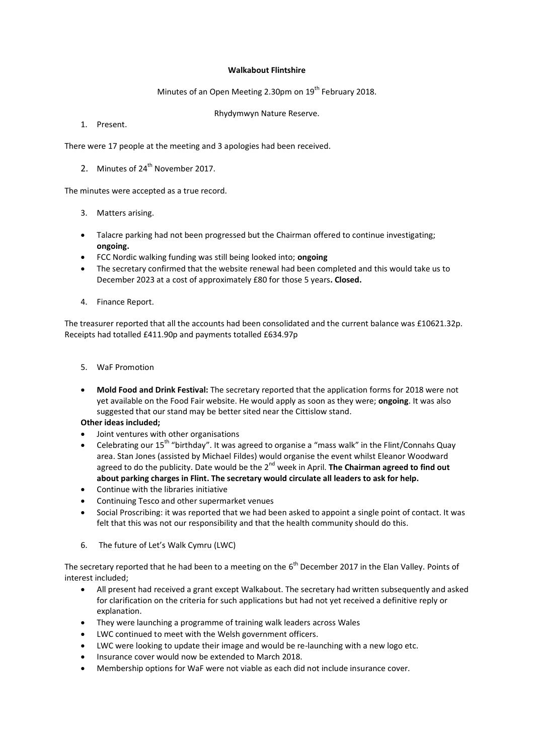**Walkabout Flintshire**

Minutes of an Open Meeting 2.30pm on 19th February 2018.

Rhydymwyn Nature Reserve.

1. Present.

There were 17 people at the meeting and 3 apologies had been received.

2. Minutes of 24th November 2017.

The minutes were accepted as a true record.

3. Matters arising.

- Talacre parking had not been progressed but the Chairman offered to continue investigating; **ongoing.**
- FCC Nordic walking funding was still being looked into; **ongoing**
- The secretary confirmed that the website renewal had been completed and this would take us to December 2023 at a cost of approximately £80 for those 5 years**. Closed.**

4. Finance Report.

The treasurer reported that all the accounts had been consolidated and the current balance was £10621.32p. Receipts had totalled £411.90p and payments totalled £634.97p

5. WaF Promotion

- **Mold Food and Drink Festival:** The secretary reported that the application forms for 2018 were not yet available on the Food Fair website. He would apply as soon as they were; **ongoing**. It was also suggested that our stand may be better sited near the Cittislow stand.

**Other ideas included;**

- Joint ventures with other organisations
- Celebrating our 15th "birthday". It was agreed to organise a "mass walk" in the Flint/Connahs Quay area. Stan Jones (assisted by Michael Fildes) would organise the event whilst Eleanor Woodward agreed to do the publicity. Date would be the 2nd week in April. **The Chairman agreed to find out about parking charges in Flint. The secretary would circulate all leaders to ask for help.**
- Continue with the libraries initiative
- Continuing Tesco and other supermarket venues
- Social Proscribing: it was reported that we had been asked to appoint a single point of contact. It was felt that this was not our responsibility and that the health community should do this.

6. The future of Let's Walk Cymru (LWC)

The secretary reported that he had been to a meeting on the 6th December 2017 in the Elan Valley. Points of interest included;

- All present had received a grant except Walkabout. The secretary had written subsequently and asked for clarification on the criteria for such applications but had not yet received a definitive reply or explanation.
- They were launching a programme of training walk leaders across Wales
- LWC continued to meet with the Welsh government officers.
- LWC were looking to update their image and would be re-launching with a new logo etc.
- Insurance cover would now be extended to March 2018.
- Membership options for WaF were not viable as each did not include insurance cover.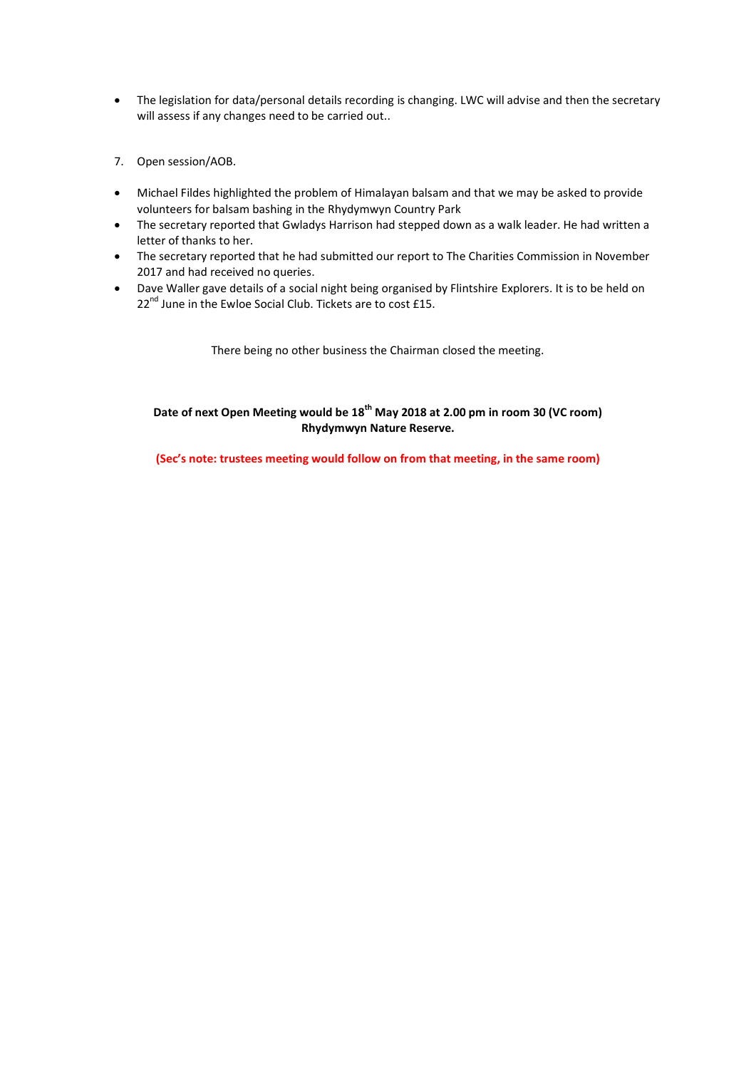- The legislation for data/personal details recording is changing. LWC will advise and then the secretary will assess if any changes need to be carried out..

7. Open session/AOB.

- Michael Fildes highlighted the problem of Himalayan balsam and that we may be asked to provide volunteers for balsam bashing in the Rhydymwyn Country Park
- The secretary reported that Gwladys Harrison had stepped down as a walk leader. He had written a letter of thanks to her.
- The secretary reported that he had submitted our report to The Charities Commission in November 2017 and had received no queries.
- Dave Waller gave details of a social night being organised by Flintshire Explorers. It is to be held on 22nd June in the Ewloe Social Club. Tickets are to cost £15.

There being no other business the Chairman closed the meeting.

**Date of next Open Meeting would be 18th May 2018 at 2.00 pm in room 30 (VC room) Rhydymwyn Nature Reserve.**

**(Sec's note: trustees meeting would follow on from that meeting, in the same room)**